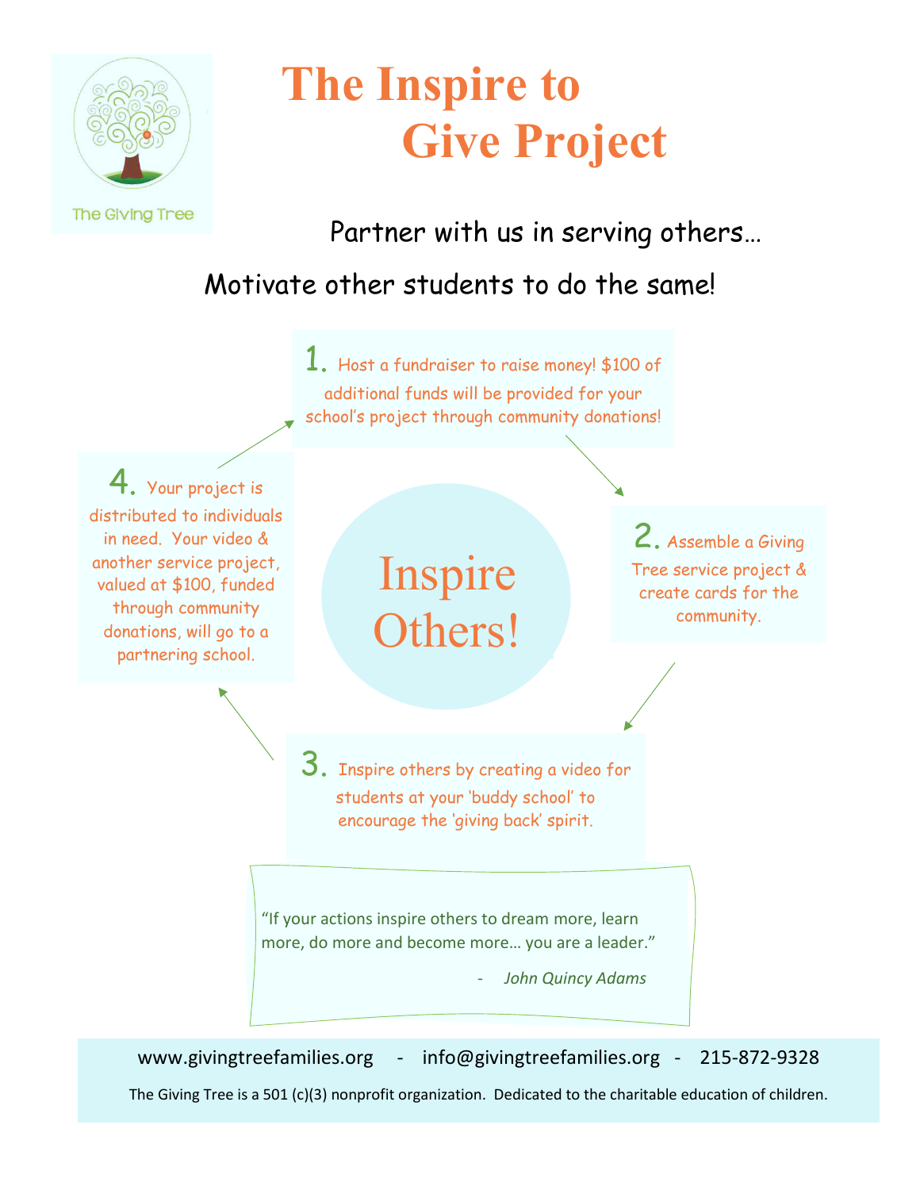The Giving Tree

# The Inspire to Give Project

Partner with us in serving others…

Motivate other students to do the same!

**Inspire Others!**

1. Host a fundraiser to raise money! $100 of additional funds will be provided for your school's project through community donations!

2. Assemble a Giving Tree service project & create cards for the community.

3. Inspire others by creating a video for students at your 'buddy school' to encourage the 'giving back' spirit.

4. Your project is distributed to individuals in need. Your video & another service project, valued at $100, funded through community donations, will go to a partnering school.

> "If your actions inspire others to dream more, learn more, do more and become more… you are a leader."
>
> - *John Quincy Adams*

www.givingtreefamilies.org - info@givingtreefamilies.org - 215-872-9328

The Giving Tree is a 501 (c)(3) nonprofit organization. Dedicated to the charitable education of children.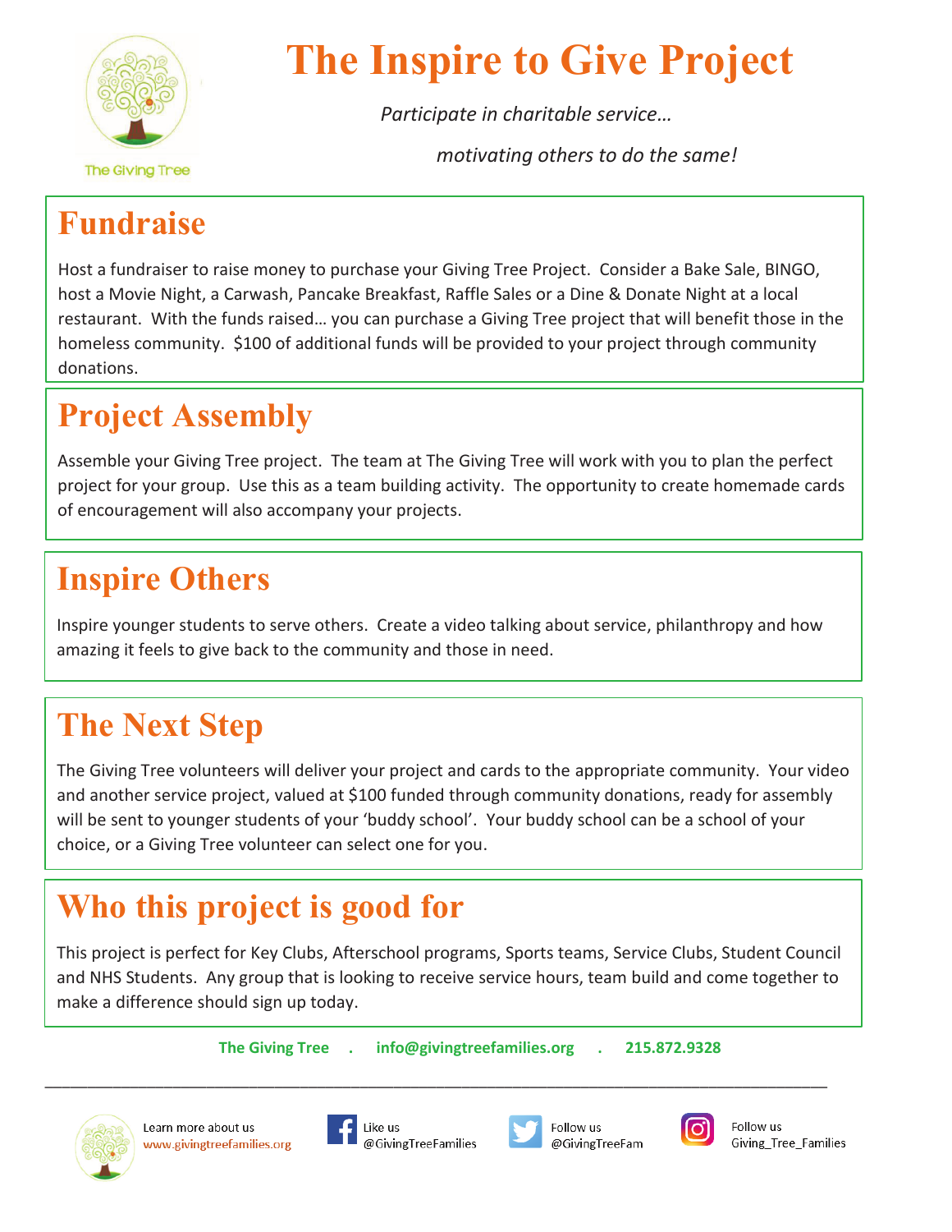# The Inspire to Give Project

*Participate in charitable service…*

*motivating others to do the same!*

The Giving Tree

## Fundraise

Host a fundraiser to raise money to purchase your Giving Tree Project. Consider a Bake Sale, BINGO, host a Movie Night, a Carwash, Pancake Breakfast, Raffle Sales or a Dine & Donate Night at a local restaurant. With the funds raised… you can purchase a Giving Tree project that will benefit those in the homeless community. $100 of additional funds will be provided to your project through community donations.

## Project Assembly

Assemble your Giving Tree project. The team at The Giving Tree will work with you to plan the perfect project for your group. Use this as a team building activity. The opportunity to create homemade cards of encouragement will also accompany your projects.

## Inspire Others

Inspire younger students to serve others. Create a video talking about service, philanthropy and how amazing it feels to give back to the community and those in need.

## The Next Step

The Giving Tree volunteers will deliver your project and cards to the appropriate community. Your video and another service project, valued at $100 funded through community donations, ready for assembly will be sent to younger students of your 'buddy school'. Your buddy school can be a school of your choice, or a Giving Tree volunteer can select one for you.

## Who this project is good for

This project is perfect for Key Clubs, Afterschool programs, Sports teams, Service Clubs, Student Council and NHS Students. Any group that is looking to receive service hours, team build and come together to make a difference should sign up today.

**The Giving Tree . info@givingtreefamilies.org . 215.872.9328**

Learn more about us www.givingtreefamilies.org

Like us @GivingTreeFamilies

Follow us @GivingTreeFam

Follow us Giving_Tree_Families